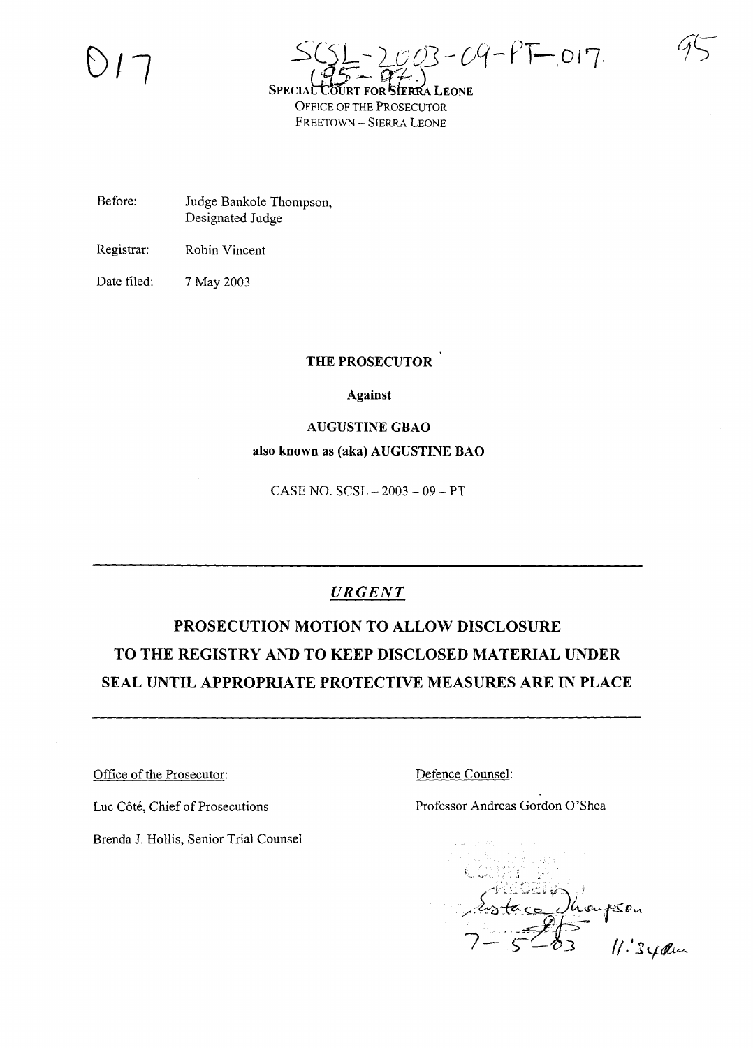017

SCSL-2003-09-PT-017
(95-97)

95

SPECIAL COURT FOR SIERRA LEONE
OFFICE OF THE PROSECUTOR
FREETOWN – SIERRA LEONE

Before: Judge Bankole Thompson, Designated Judge

Registrar: Robin Vincent

Date filed: 7 May 2003

**THE PROSECUTOR**

**Against**

**AUGUSTINE GBAO**

**also known as (aka) AUGUSTINE BAO**

CASE NO. SCSL – 2003 – 09 – PT

---

***URGENT***

## PROSECUTION MOTION TO ALLOW DISCLOSURE TO THE REGISTRY AND TO KEEP DISCLOSED MATERIAL UNDER SEAL UNTIL APPROPRIATE PROTECTIVE MEASURES ARE IN PLACE

---

Office of the Prosecutor:

Luc Côté, Chief of Prosecutions

Brenda J. Hollis, Senior Trial Counsel

Defence Counsel:

Professor Andreas Gordon O'Shea

RECEIVED
Eustace Thompson
7-5-03 11:34am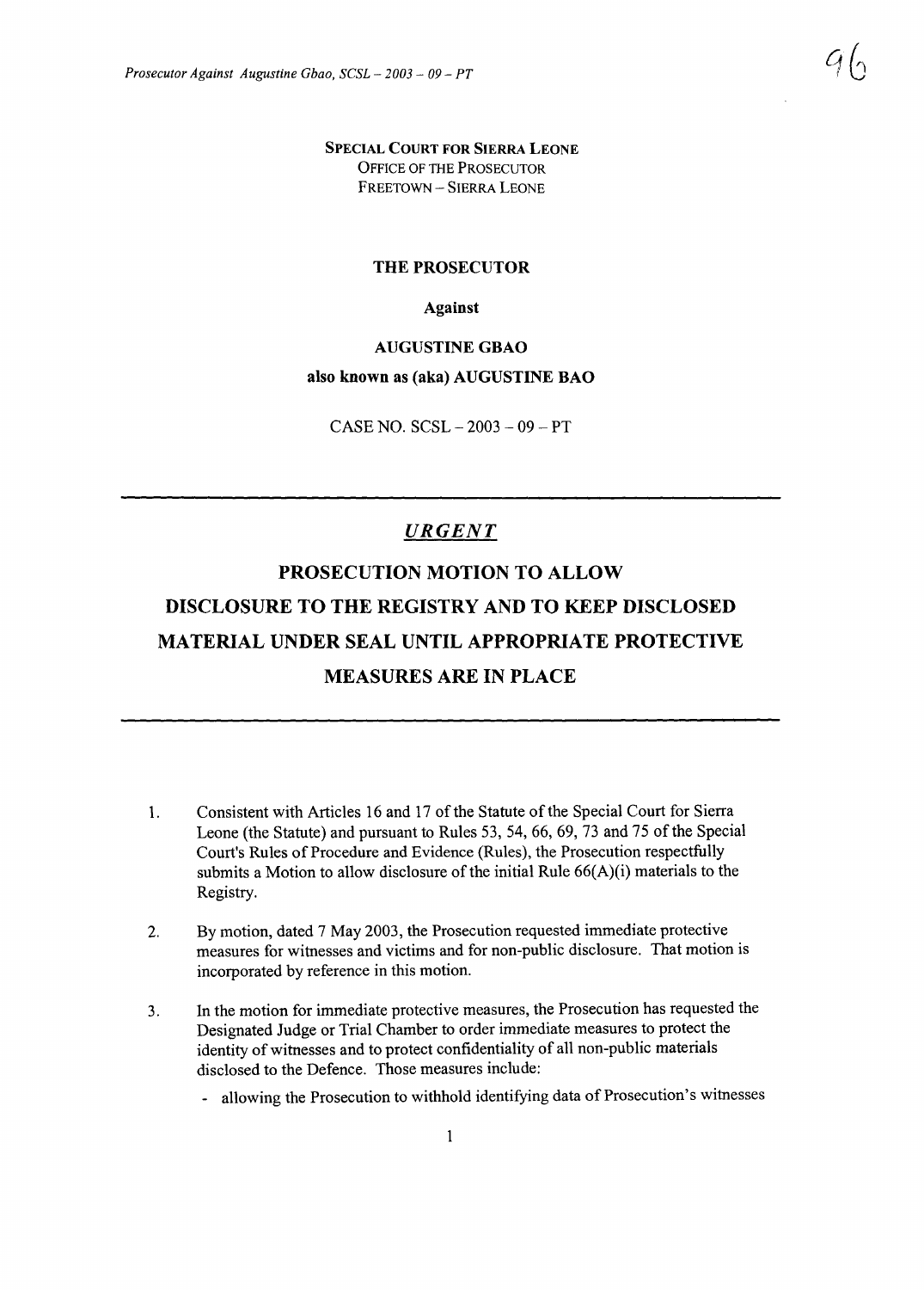**SPECIAL COURT FOR SIERRA LEONE**
OFFICE OF THE PROSECUTOR
FREETOWN – SIERRA LEONE

**THE PROSECUTOR**

**Against**

**AUGUSTINE GBAO**

**also known as (aka) AUGUSTINE BAO**

CASE NO. SCSL – 2003 – 09 – PT

---

# *URGENT*

# PROSECUTION MOTION TO ALLOW DISCLOSURE TO THE REGISTRY AND TO KEEP DISCLOSED MATERIAL UNDER SEAL UNTIL APPROPRIATE PROTECTIVE MEASURES ARE IN PLACE

---

1. Consistent with Articles 16 and 17 of the Statute of the Special Court for Sierra Leone (the Statute) and pursuant to Rules 53, 54, 66, 69, 73 and 75 of the Special Court's Rules of Procedure and Evidence (Rules), the Prosecution respectfully submits a Motion to allow disclosure of the initial Rule 66(A)(i) materials to the Registry.

2. By motion, dated 7 May 2003, the Prosecution requested immediate protective measures for witnesses and victims and for non-public disclosure. That motion is incorporated by reference in this motion.

3. In the motion for immediate protective measures, the Prosecution has requested the Designated Judge or Trial Chamber to order immediate measures to protect the identity of witnesses and to protect confidentiality of all non-public materials disclosed to the Defence. Those measures include:
   - allowing the Prosecution to withhold identifying data of Prosecution's witnesses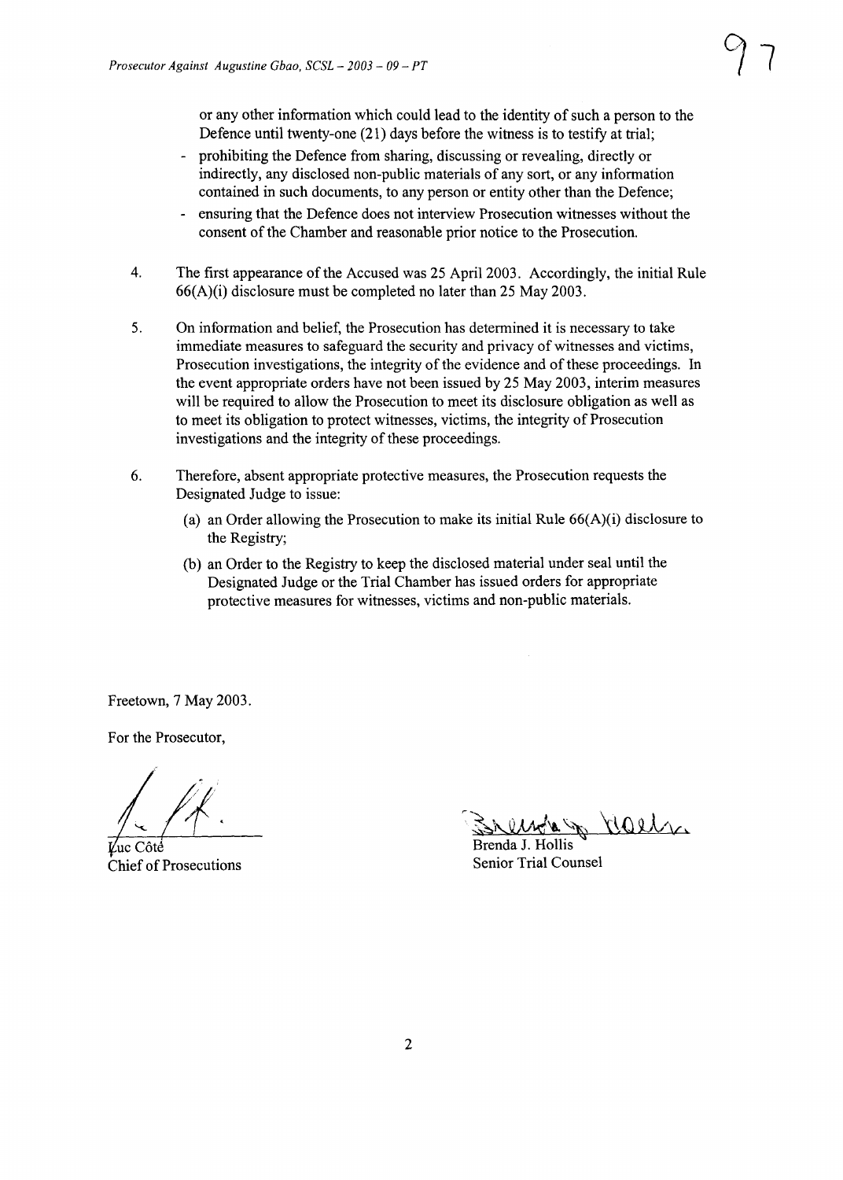or any other information which could lead to the identity of such a person to the Defence until twenty-one (21) days before the witness is to testify at trial;

- prohibiting the Defence from sharing, discussing or revealing, directly or indirectly, any disclosed non-public materials of any sort, or any information contained in such documents, to any person or entity other than the Defence;
- ensuring that the Defence does not interview Prosecution witnesses without the consent of the Chamber and reasonable prior notice to the Prosecution.

4. The first appearance of the Accused was 25 April 2003. Accordingly, the initial Rule 66(A)(i) disclosure must be completed no later than 25 May 2003.

5. On information and belief, the Prosecution has determined it is necessary to take immediate measures to safeguard the security and privacy of witnesses and victims, Prosecution investigations, the integrity of the evidence and of these proceedings. In the event appropriate orders have not been issued by 25 May 2003, interim measures will be required to allow the Prosecution to meet its disclosure obligation as well as to meet its obligation to protect witnesses, victims, the integrity of Prosecution investigations and the integrity of these proceedings.

6. Therefore, absent appropriate protective measures, the Prosecution requests the Designated Judge to issue:

   (a) an Order allowing the Prosecution to make its initial Rule 66(A)(i) disclosure to the Registry;

   (b) an Order to the Registry to keep the disclosed material under seal until the Designated Judge or the Trial Chamber has issued orders for appropriate protective measures for witnesses, victims and non-public materials.

Freetown, 7 May 2003.

For the Prosecutor,

Luc Côté
Chief of Prosecutions

Brenda J. Hollis
Senior Trial Counsel